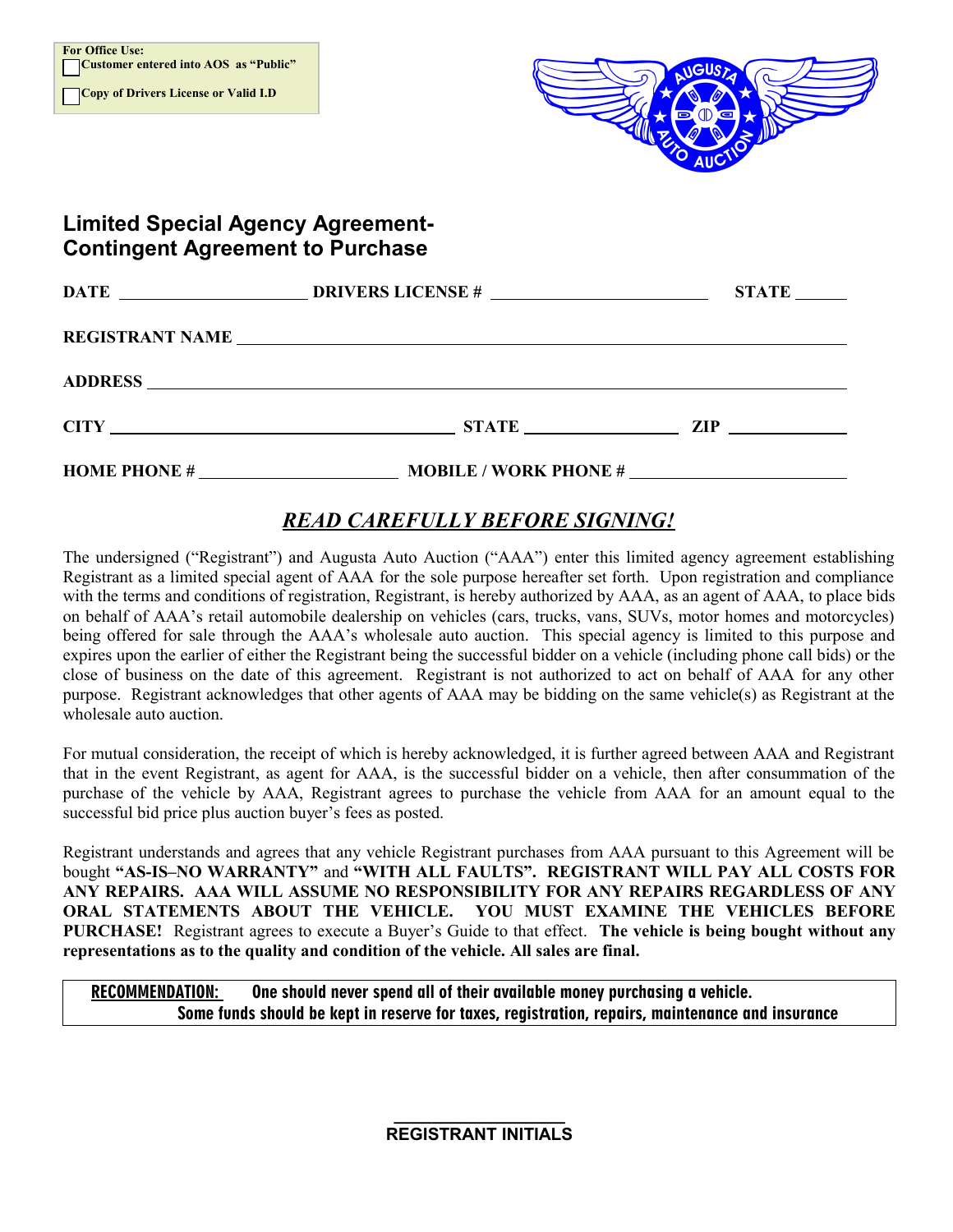For Office Use:
☐ Customer entered into AOS as "Public"
☐ Copy of Drivers License or Valid I.D

# Limited Special Agency Agreement-Contingent Agreement to Purchase

**DATE** ____________________ **DRIVERS LICENSE #** ________________________ **STATE** ______

**REGISTRANT NAME** ____________________________________________________________

**ADDRESS** ____________________________________________________________________

**CITY** ____________________________________ **STATE** ________________ **ZIP** ____________

**HOME PHONE #** ______________________ **MOBILE / WORK PHONE #** ________________________

## ***READ CAREFULLY BEFORE SIGNING!***

The undersigned ("Registrant") and Augusta Auto Auction ("AAA") enter this limited agency agreement establishing Registrant as a limited special agent of AAA for the sole purpose hereafter set forth. Upon registration and compliance with the terms and conditions of registration, Registrant, is hereby authorized by AAA, as an agent of AAA, to place bids on behalf of AAA's retail automobile dealership on vehicles (cars, trucks, vans, SUVs, motor homes and motorcycles) being offered for sale through the AAA's wholesale auto auction. This special agency is limited to this purpose and expires upon the earlier of either the Registrant being the successful bidder on a vehicle (including phone call bids) or the close of business on the date of this agreement. Registrant is not authorized to act on behalf of AAA for any other purpose. Registrant acknowledges that other agents of AAA may be bidding on the same vehicle(s) as Registrant at the wholesale auto auction.

For mutual consideration, the receipt of which is hereby acknowledged, it is further agreed between AAA and Registrant that in the event Registrant, as agent for AAA, is the successful bidder on a vehicle, then after consummation of the purchase of the vehicle by AAA, Registrant agrees to purchase the vehicle from AAA for an amount equal to the successful bid price plus auction buyer's fees as posted.

Registrant understands and agrees that any vehicle Registrant purchases from AAA pursuant to this Agreement will be bought **"AS-IS–NO WARRANTY"** and **"WITH ALL FAULTS". REGISTRANT WILL PAY ALL COSTS FOR ANY REPAIRS. AAA WILL ASSUME NO RESPONSIBILITY FOR ANY REPAIRS REGARDLESS OF ANY ORAL STATEMENTS ABOUT THE VEHICLE. YOU MUST EXAMINE THE VEHICLES BEFORE PURCHASE!** Registrant agrees to execute a Buyer's Guide to that effect. **The vehicle is being bought without any representations as to the quality and condition of the vehicle. All sales are final.**

**RECOMMENDATION:** **One should never spend all of their available money purchasing a vehicle. Some funds should be kept in reserve for taxes, registration, repairs, maintenance and insurance**

____________________
**REGISTRANT INITIALS**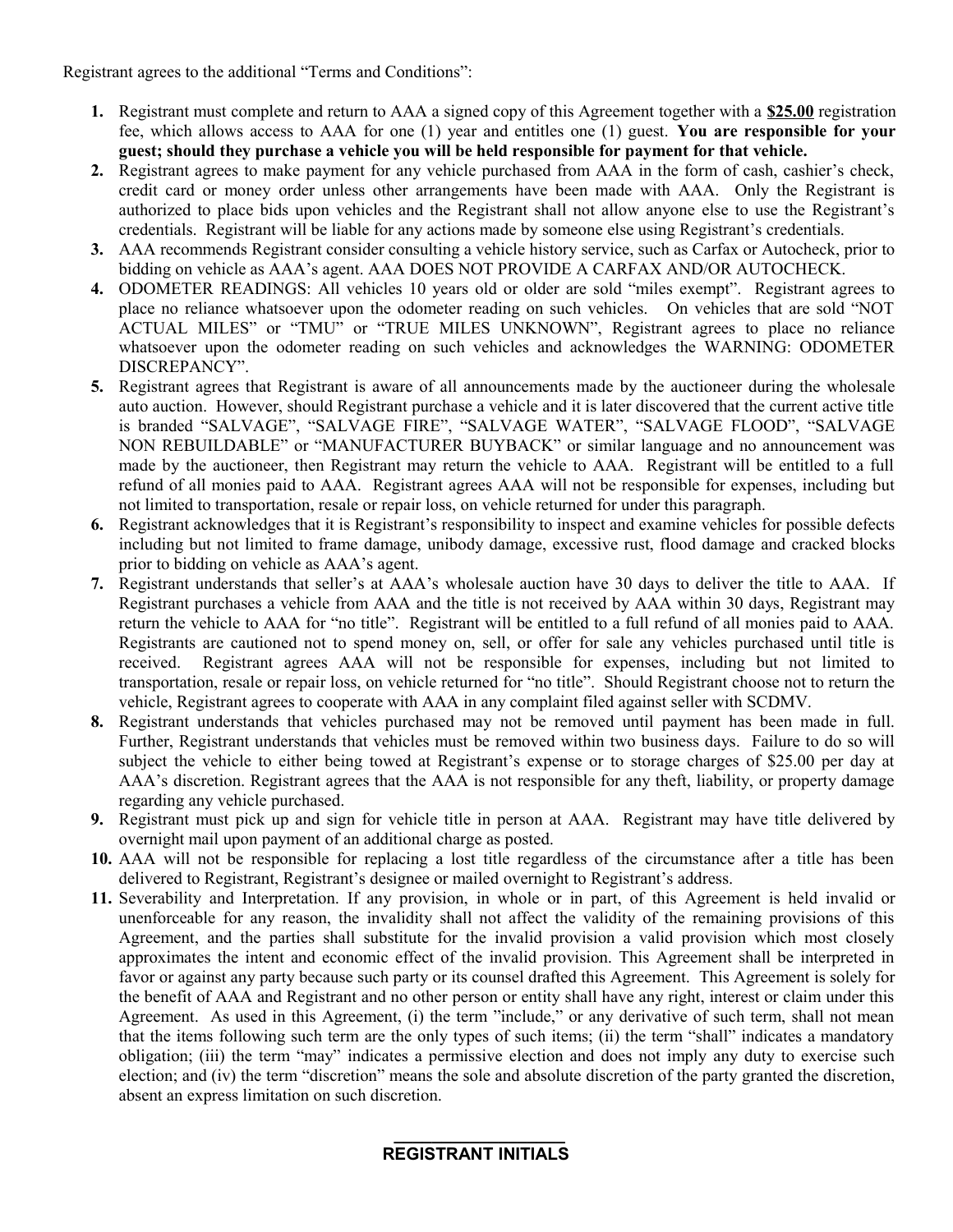Registrant agrees to the additional "Terms and Conditions":

1. Registrant must complete and return to AAA a signed copy of this Agreement together with a **$25.00** registration fee, which allows access to AAA for one (1) year and entitles one (1) guest. **You are responsible for your guest; should they purchase a vehicle you will be held responsible for payment for that vehicle.**
2. Registrant agrees to make payment for any vehicle purchased from AAA in the form of cash, cashier's check, credit card or money order unless other arrangements have been made with AAA. Only the Registrant is authorized to place bids upon vehicles and the Registrant shall not allow anyone else to use the Registrant's credentials. Registrant will be liable for any actions made by someone else using Registrant's credentials.
3. AAA recommends Registrant consider consulting a vehicle history service, such as Carfax or Autocheck, prior to bidding on vehicle as AAA's agent. AAA DOES NOT PROVIDE A CARFAX AND/OR AUTOCHECK.
4. ODOMETER READINGS: All vehicles 10 years old or older are sold "miles exempt". Registrant agrees to place no reliance whatsoever upon the odometer reading on such vehicles. On vehicles that are sold "NOT ACTUAL MILES" or "TMU" or "TRUE MILES UNKNOWN", Registrant agrees to place no reliance whatsoever upon the odometer reading on such vehicles and acknowledges the WARNING: ODOMETER DISCREPANCY".
5. Registrant agrees that Registrant is aware of all announcements made by the auctioneer during the wholesale auto auction. However, should Registrant purchase a vehicle and it is later discovered that the current active title is branded "SALVAGE", "SALVAGE FIRE", "SALVAGE WATER", "SALVAGE FLOOD", "SALVAGE NON REBUILDABLE" or "MANUFACTURER BUYBACK" or similar language and no announcement was made by the auctioneer, then Registrant may return the vehicle to AAA. Registrant will be entitled to a full refund of all monies paid to AAA. Registrant agrees AAA will not be responsible for expenses, including but not limited to transportation, resale or repair loss, on vehicle returned for under this paragraph.
6. Registrant acknowledges that it is Registrant's responsibility to inspect and examine vehicles for possible defects including but not limited to frame damage, unibody damage, excessive rust, flood damage and cracked blocks prior to bidding on vehicle as AAA's agent.
7. Registrant understands that seller's at AAA's wholesale auction have 30 days to deliver the title to AAA. If Registrant purchases a vehicle from AAA and the title is not received by AAA within 30 days, Registrant may return the vehicle to AAA for "no title". Registrant will be entitled to a full refund of all monies paid to AAA. Registrants are cautioned not to spend money on, sell, or offer for sale any vehicles purchased until title is received. Registrant agrees AAA will not be responsible for expenses, including but not limited to transportation, resale or repair loss, on vehicle returned for "no title". Should Registrant choose not to return the vehicle, Registrant agrees to cooperate with AAA in any complaint filed against seller with SCDMV.
8. Registrant understands that vehicles purchased may not be removed until payment has been made in full. Further, Registrant understands that vehicles must be removed within two business days. Failure to do so will subject the vehicle to either being towed at Registrant's expense or to storage charges of $25.00 per day at AAA's discretion. Registrant agrees that the AAA is not responsible for any theft, liability, or property damage regarding any vehicle purchased.
9. Registrant must pick up and sign for vehicle title in person at AAA. Registrant may have title delivered by overnight mail upon payment of an additional charge as posted.
10. AAA will not be responsible for replacing a lost title regardless of the circumstance after a title has been delivered to Registrant, Registrant's designee or mailed overnight to Registrant's address.
11. Severability and Interpretation. If any provision, in whole or in part, of this Agreement is held invalid or unenforceable for any reason, the invalidity shall not affect the validity of the remaining provisions of this Agreement, and the parties shall substitute for the invalid provision a valid provision which most closely approximates the intent and economic effect of the invalid provision. This Agreement shall be interpreted in favor or against any party because such party or its counsel drafted this Agreement. This Agreement is solely for the benefit of AAA and Registrant and no other person or entity shall have any right, interest or claim under this Agreement. As used in this Agreement, (i) the term "include," or any derivative of such term, shall not mean that the items following such term are the only types of such items; (ii) the term "shall" indicates a mandatory obligation; (iii) the term "may" indicates a permissive election and does not imply any duty to exercise such election; and (iv) the term "discretion" means the sole and absolute discretion of the party granted the discretion, absent an express limitation on such discretion.

\_\_\_\_\_\_\_\_\_\_\_\_\_\_\_\_\_\_

**REGISTRANT INITIALS**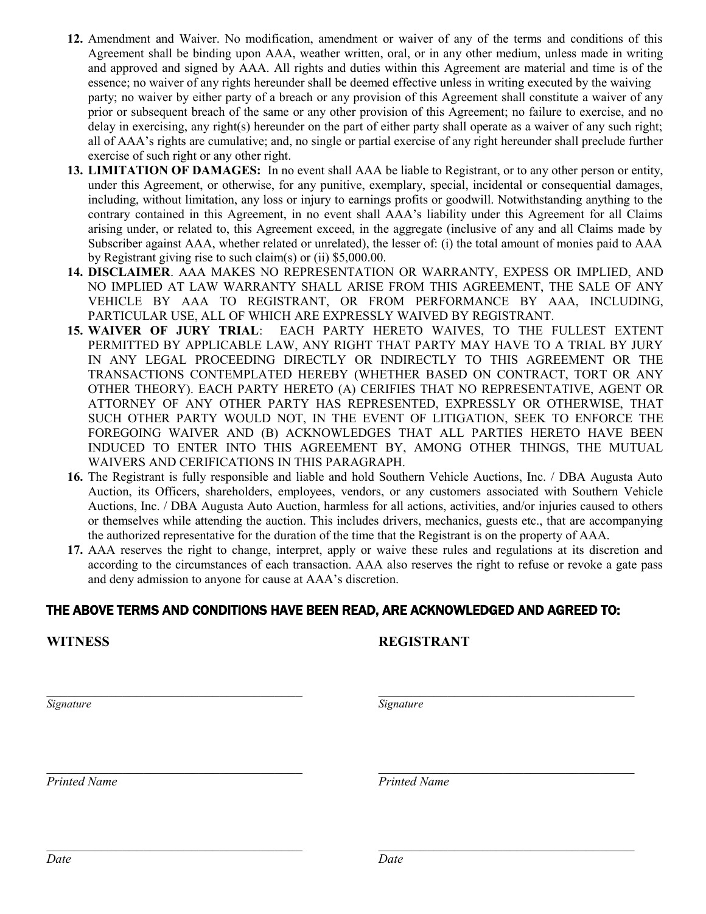12. Amendment and Waiver. No modification, amendment or waiver of any of the terms and conditions of this Agreement shall be binding upon AAA, weather written, oral, or in any other medium, unless made in writing and approved and signed by AAA. All rights and duties within this Agreement are material and time is of the essence; no waiver of any rights hereunder shall be deemed effective unless in writing executed by the waiving party; no waiver by either party of a breach or any provision of this Agreement shall constitute a waiver of any prior or subsequent breach of the same or any other provision of this Agreement; no failure to exercise, and no delay in exercising, any right(s) hereunder on the part of either party shall operate as a waiver of any such right; all of AAA's rights are cumulative; and, no single or partial exercise of any right hereunder shall preclude further exercise of such right or any other right.
13. **LIMITATION OF DAMAGES:** In no event shall AAA be liable to Registrant, or to any other person or entity, under this Agreement, or otherwise, for any punitive, exemplary, special, incidental or consequential damages, including, without limitation, any loss or injury to earnings profits or goodwill. Notwithstanding anything to the contrary contained in this Agreement, in no event shall AAA's liability under this Agreement for all Claims arising under, or related to, this Agreement exceed, in the aggregate (inclusive of any and all Claims made by Subscriber against AAA, whether related or unrelated), the lesser of: (i) the total amount of monies paid to AAA by Registrant giving rise to such claim(s) or (ii) $5,000.00.
14. **DISCLAIMER**. AAA MAKES NO REPRESENTATION OR WARRANTY, EXPESS OR IMPLIED, AND NO IMPLIED AT LAW WARRANTY SHALL ARISE FROM THIS AGREEMENT, THE SALE OF ANY VEHICLE BY AAA TO REGISTRANT, OR FROM PERFORMANCE BY AAA, INCLUDING, PARTICULAR USE, ALL OF WHICH ARE EXPRESSLY WAIVED BY REGISTRANT.
15. **WAIVER OF JURY TRIAL**: EACH PARTY HERETO WAIVES, TO THE FULLEST EXTENT PERMITTED BY APPLICABLE LAW, ANY RIGHT THAT PARTY MAY HAVE TO A TRIAL BY JURY IN ANY LEGAL PROCEEDING DIRECTLY OR INDIRECTLY TO THIS AGREEMENT OR THE TRANSACTIONS CONTEMPLATED HEREBY (WHETHER BASED ON CONTRACT, TORT OR ANY OTHER THEORY). EACH PARTY HERETO (A) CERIFIES THAT NO REPRESENTATIVE, AGENT OR ATTORNEY OF ANY OTHER PARTY HAS REPRESENTED, EXPRESSLY OR OTHERWISE, THAT SUCH OTHER PARTY WOULD NOT, IN THE EVENT OF LITIGATION, SEEK TO ENFORCE THE FOREGOING WAIVER AND (B) ACKNOWLEDGES THAT ALL PARTIES HERETO HAVE BEEN INDUCED TO ENTER INTO THIS AGREEMENT BY, AMONG OTHER THINGS, THE MUTUAL WAIVERS AND CERIFICATIONS IN THIS PARAGRAPH.
16. The Registrant is fully responsible and liable and hold Southern Vehicle Auctions, Inc. / DBA Augusta Auto Auction, its Officers, shareholders, employees, vendors, or any customers associated with Southern Vehicle Auctions, Inc. / DBA Augusta Auto Auction, harmless for all actions, activities, and/or injuries caused to others or themselves while attending the auction. This includes drivers, mechanics, guests etc., that are accompanying the authorized representative for the duration of the time that the Registrant is on the property of AAA.
17. AAA reserves the right to change, interpret, apply or waive these rules and regulations at its discretion and according to the circumstances of each transaction. AAA also reserves the right to refuse or revoke a gate pass and deny admission to anyone for cause at AAA's discretion.

**THE ABOVE TERMS AND CONDITIONS HAVE BEEN READ, ARE ACKNOWLEDGED AND AGREED TO:**

| **WITNESS** | **REGISTRANT** |
|---|---|
| ______________________ | ______________________ |
| *Signature* | *Signature* |
| ______________________ | ______________________ |
| *Printed Name* | *Printed Name* |
| ______________________ | ______________________ |
| *Date* | *Date* |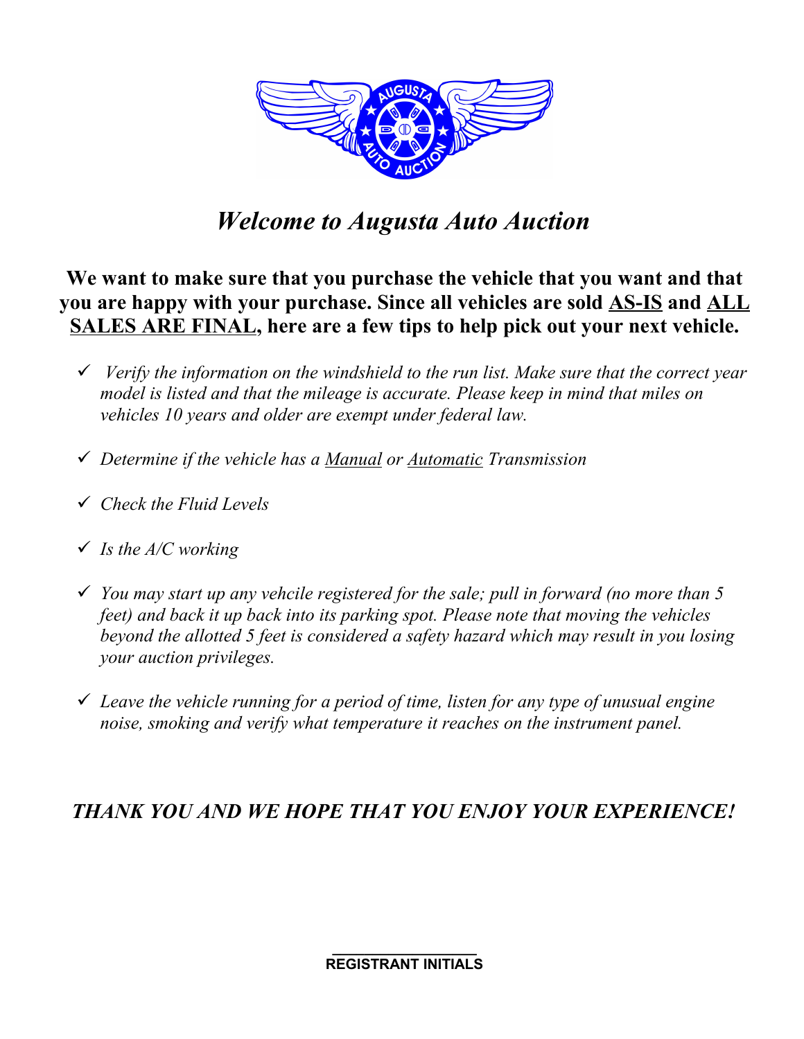# *Welcome to Augusta Auto Auction*

**We want to make sure that you purchase the vehicle that you want and that you are happy with your purchase. Since all vehicles are sold AS-IS and ALL SALES ARE FINAL, here are a few tips to help pick out your next vehicle.**

- ✓ *Verify the information on the windshield to the run list. Make sure that the correct year model is listed and that the mileage is accurate. Please keep in mind that miles on vehicles 10 years and older are exempt under federal law.*
- ✓ *Determine if the vehicle has a Manual or Automatic Transmission*
- ✓ *Check the Fluid Levels*
- ✓ *Is the A/C working*
- ✓ *You may start up any vehcile registered for the sale; pull in forward (no more than 5 feet) and back it up back into its parking spot. Please note that moving the vehicles beyond the allotted 5 feet is considered a safety hazard which may result in you losing your auction privileges.*
- ✓ *Leave the vehicle running for a period of time, listen for any type of unusual engine noise, smoking and verify what temperature it reaches on the instrument panel.*

***THANK YOU AND WE HOPE THAT YOU ENJOY YOUR EXPERIENCE!***

\_\_\_\_\_\_\_\_\_\_\_\_\_\_\_\_\_\_

**REGISTRANT INITIALS**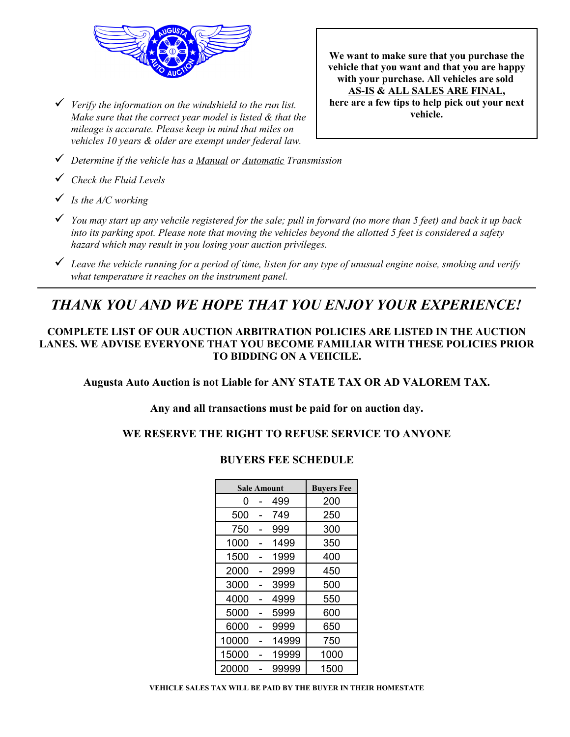**We want to make sure that you purchase the vehicle that you want and that you are happy with your purchase. All vehicles are sold AS-IS & ALL SALES ARE FINAL, here are a few tips to help pick out your next vehicle.**

- ✓ *Verify the information on the windshield to the run list. Make sure that the correct year model is listed & that the mileage is accurate. Please keep in mind that miles on vehicles 10 years & older are exempt under federal law.*
- ✓ *Determine if the vehicle has a Manual or Automatic Transmission*
- ✓ *Check the Fluid Levels*
- ✓ *Is the A/C working*
- ✓ *You may start up any vehcile registered for the sale; pull in forward (no more than 5 feet) and back it up back into its parking spot. Please note that moving the vehicles beyond the allotted 5 feet is considered a safety hazard which may result in you losing your auction privileges.*
- ✓ *Leave the vehicle running for a period of time, listen for any type of unusual engine noise, smoking and verify what temperature it reaches on the instrument panel.*

---

## *THANK YOU AND WE HOPE THAT YOU ENJOY YOUR EXPERIENCE!*

**COMPLETE LIST OF OUR AUCTION ARBITRATION POLICIES ARE LISTED IN THE AUCTION LANES. WE ADVISE EVERYONE THAT YOU BECOME FAMILIAR WITH THESE POLICIES PRIOR TO BIDDING ON A VEHCILE.**

**Augusta Auto Auction is not Liable for ANY STATE TAX OR AD VALOREM TAX.**

**Any and all transactions must be paid for on auction day.**

**WE RESERVE THE RIGHT TO REFUSE SERVICE TO ANYONE**

**BUYERS FEE SCHEDULE**

| Sale Amount | Buyers Fee |
|---|---|
| 0 - 499 | 200 |
| 500 - 749 | 250 |
| 750 - 999 | 300 |
| 1000 - 1499 | 350 |
| 1500 - 1999 | 400 |
| 2000 - 2999 | 450 |
| 3000 - 3999 | 500 |
| 4000 - 4999 | 550 |
| 5000 - 5999 | 600 |
| 6000 - 9999 | 650 |
| 10000 - 14999 | 750 |
| 15000 - 19999 | 1000 |
| 20000 - 99999 | 1500 |

**VEHICLE SALES TAX WILL BE PAID BY THE BUYER IN THEIR HOMESTATE**